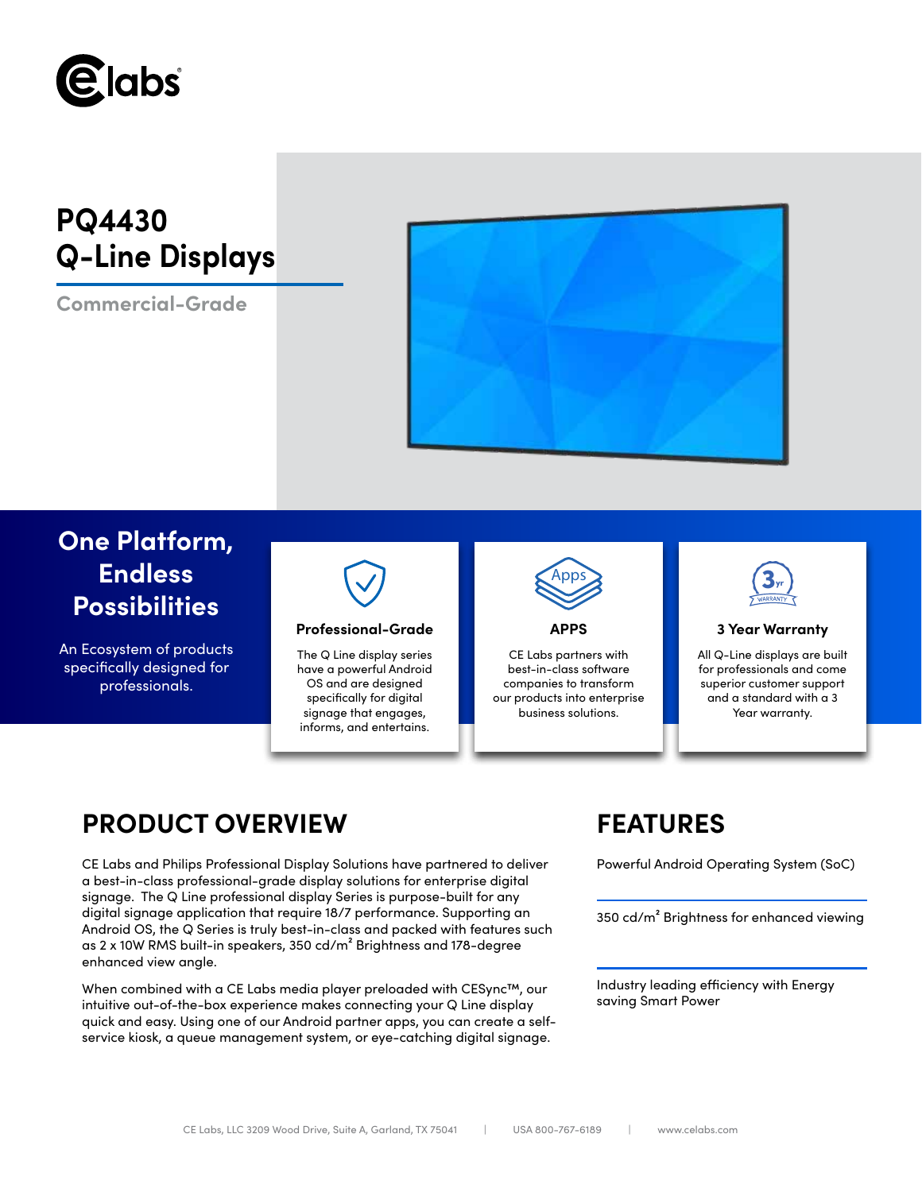# PQ4430 Q-Line Displays

**Commercial-Grade**

## One Platform, Endless Possibilities

An Ecosystem of products specifically designed for professionals.

### Professional-Grade

The Q Line display series have a powerful Android OS and are designed specifically for digital signage that engages, informs, and entertains.

### APPS

CE Labs partners with best-in-class software companies to transform our products into enterprise business solutions.

### 3 Year Warranty

All Q-Line displays are built for professionals and come superior customer support and a standard with a 3 Year warranty.

## PRODUCT OVERVIEW

CE Labs and Philips Professional Display Solutions have partnered to deliver a best-in-class professional-grade display solutions for enterprise digital signage. The Q Line professional display Series is purpose-built for any digital signage application that require 18/7 performance. Supporting an Android OS, the Q Series is truly best-in-class and packed with features such as 2 x 10W RMS built-in speakers, 350 cd/m² Brightness and 178-degree enhanced view angle.

When combined with a CE Labs media player preloaded with CESync™, our intuitive out-of-the-box experience makes connecting your Q Line display quick and easy. Using one of our Android partner apps, you can create a self-service kiosk, a queue management system, or eye-catching digital signage.

## FEATURES

Powerful Android Operating System (SoC)

350 cd/m² Brightness for enhanced viewing

Industry leading efficiency with Energy saving Smart Power

CE Labs, LLC 3209 Wood Drive, Suite A, Garland, TX 75041 | USA 800-767-6189 | www.celabs.com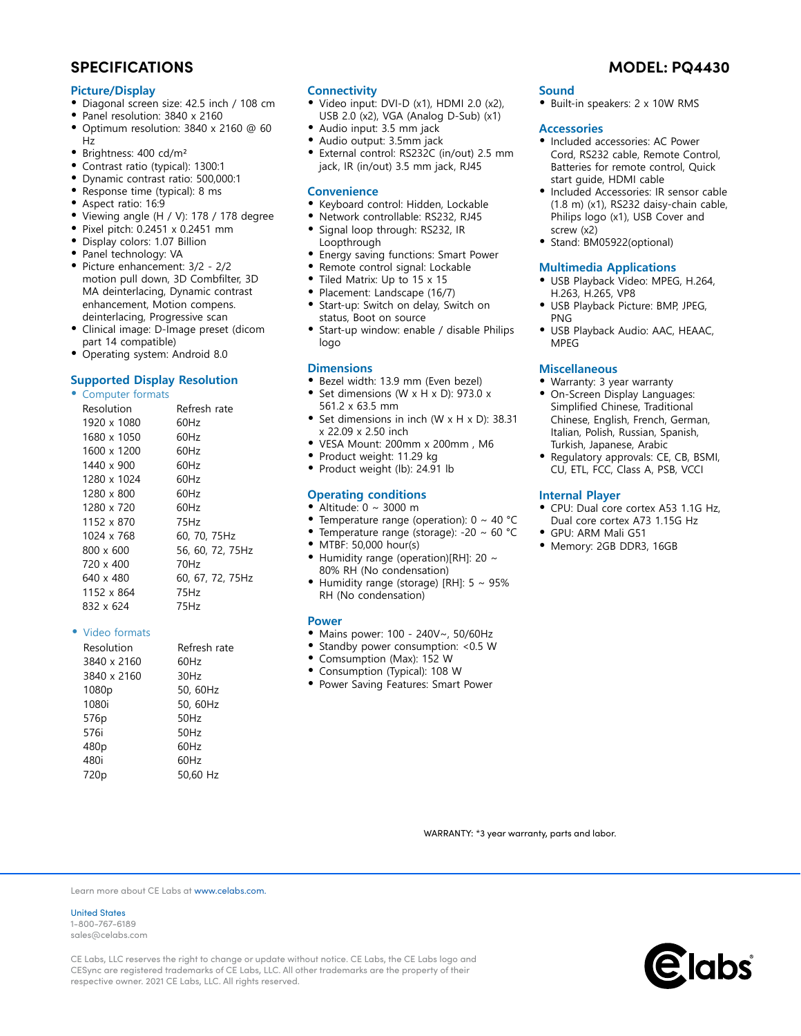# SPECIFICATIONS

# MODEL: PQ4430

## Picture/Display

- Diagonal screen size: 42.5 inch / 108 cm
- Panel resolution: 3840 x 2160
- Optimum resolution: 3840 x 2160 @ 60 Hz
- Brightness: 400 cd/m²
- Contrast ratio (typical): 1300:1
- Dynamic contrast ratio: 500,000:1
- Response time (typical): 8 ms
- Aspect ratio: 16:9
- Viewing angle (H / V): 178 / 178 degree
- Pixel pitch: 0.2451 x 0.2451 mm
- Display colors: 1.07 Billion
- Panel technology: VA
- Picture enhancement: 3/2 - 2/2 motion pull down, 3D Combfilter, 3D MA deinterlacing, Dynamic contrast enhancement, Motion compens. deinterlacing, Progressive scan
- Clinical image: D-Image preset (dicom part 14 compatible)
- Operating system: Android 8.0

## Supported Display Resolution

- Computer formats

| Resolution | Refresh rate |
|---|---|
| 1920 x 1080 | 60Hz |
| 1680 x 1050 | 60Hz |
| 1600 x 1200 | 60Hz |
| 1440 x 900 | 60Hz |
| 1280 x 1024 | 60Hz |
| 1280 x 800 | 60Hz |
| 1280 x 720 | 60Hz |
| 1152 x 870 | 75Hz |
| 1024 x 768 | 60, 70, 75Hz |
| 800 x 600 | 56, 60, 72, 75Hz |
| 720 x 400 | 70Hz |
| 640 x 480 | 60, 67, 72, 75Hz |
| 1152 x 864 | 75Hz |
| 832 x 624 | 75Hz |

- Video formats

| Resolution | Refresh rate |
|---|---|
| 3840 x 2160 | 60Hz |
| 3840 x 2160 | 30Hz |
| 1080p | 50, 60Hz |
| 1080i | 50, 60Hz |
| 576p | 50Hz |
| 576i | 50Hz |
| 480p | 60Hz |
| 480i | 60Hz |
| 720p | 50,60 Hz |

## Connectivity

- Video input: DVI-D (x1), HDMI 2.0 (x2), USB 2.0 (x2), VGA (Analog D-Sub) (x1)
- Audio input: 3.5 mm jack
- Audio output: 3.5mm jack
- External control: RS232C (in/out) 2.5 mm jack, IR (in/out) 3.5 mm jack, RJ45

## Convenience

- Keyboard control: Hidden, Lockable
- Network controllable: RS232, RJ45
- Signal loop through: RS232, IR Loopthrough
- Energy saving functions: Smart Power
- Remote control signal: Lockable
- Tiled Matrix: Up to 15 x 15
- Placement: Landscape (16/7)
- Start-up: Switch on delay, Switch on status, Boot on source
- Start-up window: enable / disable Philips logo

## Dimensions

- Bezel width: 13.9 mm (Even bezel)
- Set dimensions (W x H x D): 973.0 x 561.2 x 63.5 mm
- Set dimensions in inch (W x H x D): 38.31 x 22.09 x 2.50 inch
- VESA Mount: 200mm x 200mm , M6
- Product weight: 11.29 kg
- Product weight (lb): 24.91 lb

## Operating conditions

- Altitude: 0 ~ 3000 m
- Temperature range (operation): 0 ~ 40 °C
- Temperature range (storage): -20 ~ 60 °C
- MTBF: 50,000 hour(s)
- Humidity range (operation)[RH]: 20 ~ 80% RH (No condensation)
- Humidity range (storage) [RH]: 5 ~ 95% RH (No condensation)

## Power

- Mains power: 100 - 240V~, 50/60Hz
- Standby power consumption: <0.5 W
- Comsumption (Max): 152 W
- Consumption (Typical): 108 W
- Power Saving Features: Smart Power

## Sound

- Built-in speakers: 2 x 10W RMS

## Accessories

- Included accessories: AC Power Cord, RS232 cable, Remote Control, Batteries for remote control, Quick start guide, HDMI cable
- Included Accessories: IR sensor cable (1.8 m) (x1), RS232 daisy-chain cable, Philips logo (x1), USB Cover and screw (x2)
- Stand: BM05922(optional)

## Multimedia Applications

- USB Playback Video: MPEG, H.264, H.263, H.265, VP8
- USB Playback Picture: BMP, JPEG, PNG
- USB Playback Audio: AAC, HEAAC, MPEG

## Miscellaneous

- Warranty: 3 year warranty
- On-Screen Display Languages: Simplified Chinese, Traditional Chinese, English, French, German, Italian, Polish, Russian, Spanish, Turkish, Japanese, Arabic
- Regulatory approvals: CE, CB, BSMI, CU, ETL, FCC, Class A, PSB, VCCI

## Internal Player

- CPU: Dual core cortex A53 1.1G Hz, Dual core cortex A73 1.15G Hz
- GPU: ARM Mali G51
- Memory: 2GB DDR3, 16GB

WARRANTY: *3 year warranty, parts and labor.

Learn more about CE Labs at www.celabs.com.

United States
1-800-767-6189
sales@celabs.com

CE Labs, LLC reserves the right to change or update without notice. CE Labs, the CE Labs logo and CESync are registered trademarks of CE Labs, LLC. All other trademarks are the property of their respective owner. 2021 CE Labs, LLC. All rights reserved.